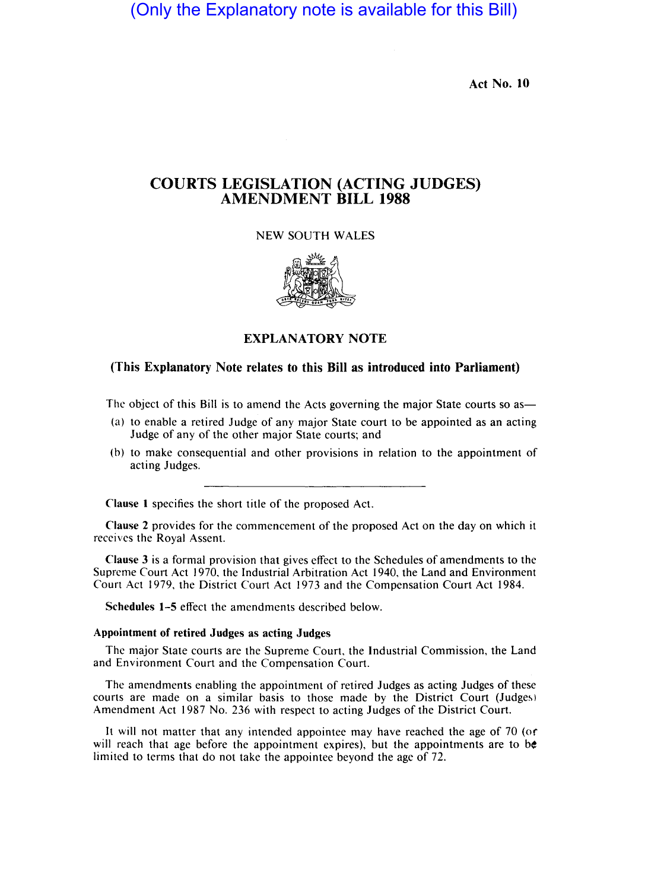(Only the Explanatory note is available for this Bill)

Act No. 10

# COURTS LEGISLATION (ACTING JUDGES) AMENDMENT BILL 1988

NEW SOUTH WALES

## EXPLANATORY NOTE

### (This Explanatory Note relates to this Bill as introduced into Parliament)

The object of this Bill is to amend the Acts governing the major State courts so as—

(a) to enable a retired Judge of any major State court to be appointed as an acting Judge of any of the other major State courts; and

(b) to make consequential and other provisions in relation to the appointment of acting Judges.

---

**Clause 1** specifies the short title of the proposed Act.

**Clause 2** provides for the commencement of the proposed Act on the day on which it receives the Royal Assent.

**Clause 3** is a formal provision that gives effect to the Schedules of amendments to the Supreme Court Act 1970, the Industrial Arbitration Act 1940, the Land and Environment Court Act 1979, the District Court Act 1973 and the Compensation Court Act 1984.

**Schedules 1–5** effect the amendments described below.

#### Appointment of retired Judges as acting Judges

The major State courts are the Supreme Court, the Industrial Commission, the Land and Environment Court and the Compensation Court.

The amendments enabling the appointment of retired Judges as acting Judges of these courts are made on a similar basis to those made by the District Court (Judges) Amendment Act 1987 No. 236 with respect to acting Judges of the District Court.

It will not matter that any intended appointee may have reached the age of 70 (or will reach that age before the appointment expires), but the appointments are to be limited to terms that do not take the appointee beyond the age of 72.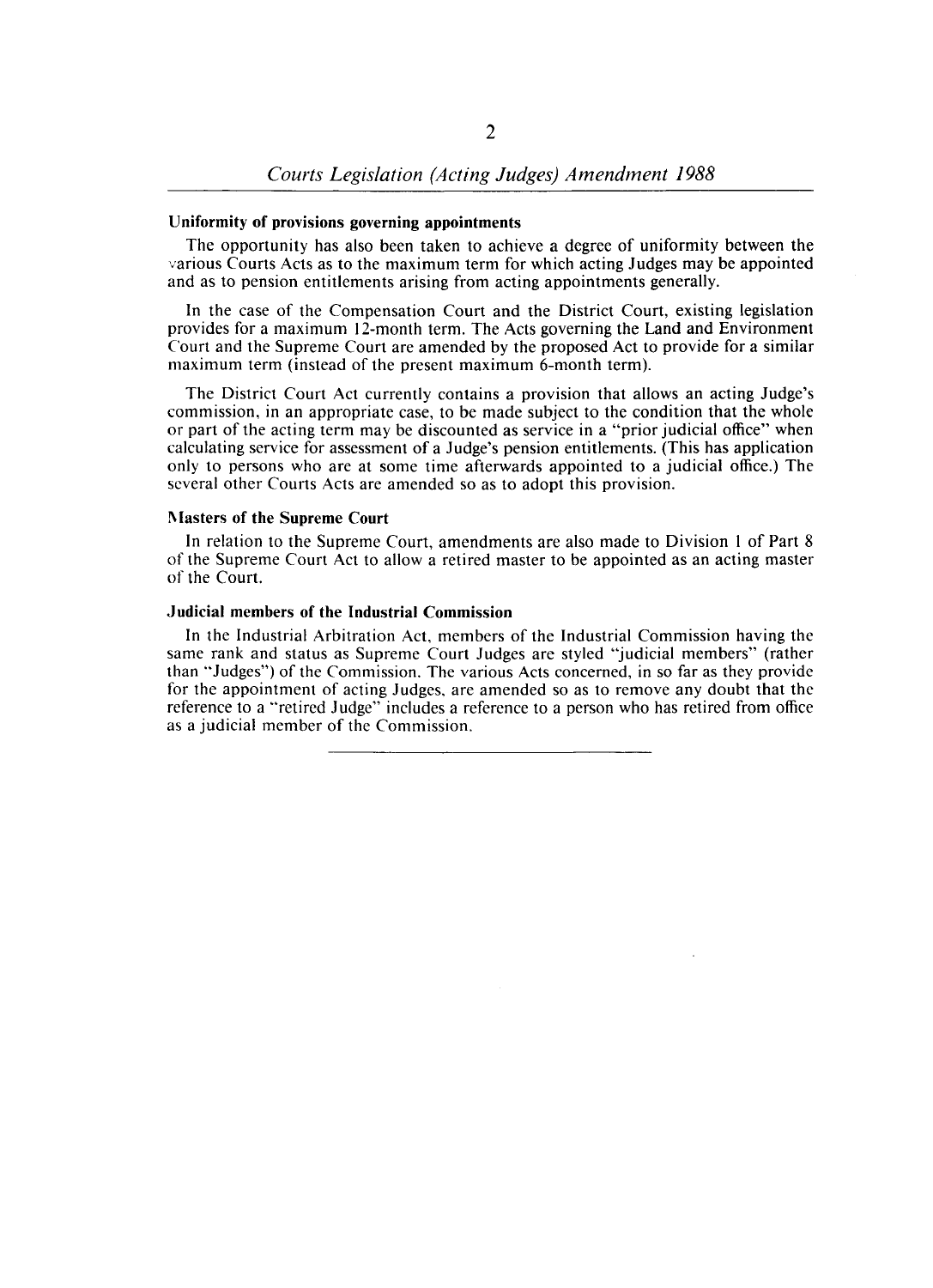### Uniformity of provisions governing appointments

The opportunity has also been taken to achieve a degree of uniformity between the various Courts Acts as to the maximum term for which acting Judges may be appointed and as to pension entitlements arising from acting appointments generally.

In the case of the Compensation Court and the District Court, existing legislation provides for a maximum 12-month term. The Acts governing the Land and Environment Court and the Supreme Court are amended by the proposed Act to provide for a similar maximum term (instead of the present maximum 6-month term).

The District Court Act currently contains a provision that allows an acting Judge's commission, in an appropriate case, to be made subject to the condition that the whole or part of the acting term may be discounted as service in a "prior judicial office" when calculating service for assessment of a Judge's pension entitlements. (This has application only to persons who are at some time afterwards appointed to a judicial office.) The several other Courts Acts are amended so as to adopt this provision.

### Masters of the Supreme Court

In relation to the Supreme Court, amendments are also made to Division 1 of Part 8 of the Supreme Court Act to allow a retired master to be appointed as an acting master of the Court.

### Judicial members of the Industrial Commission

In the Industrial Arbitration Act, members of the Industrial Commission having the same rank and status as Supreme Court Judges are styled "judicial members" (rather than "Judges") of the Commission. The various Acts concerned, in so far as they provide for the appointment of acting Judges, are amended so as to remove any doubt that the reference to a "retired Judge" includes a reference to a person who has retired from office as a judicial member of the Commission.